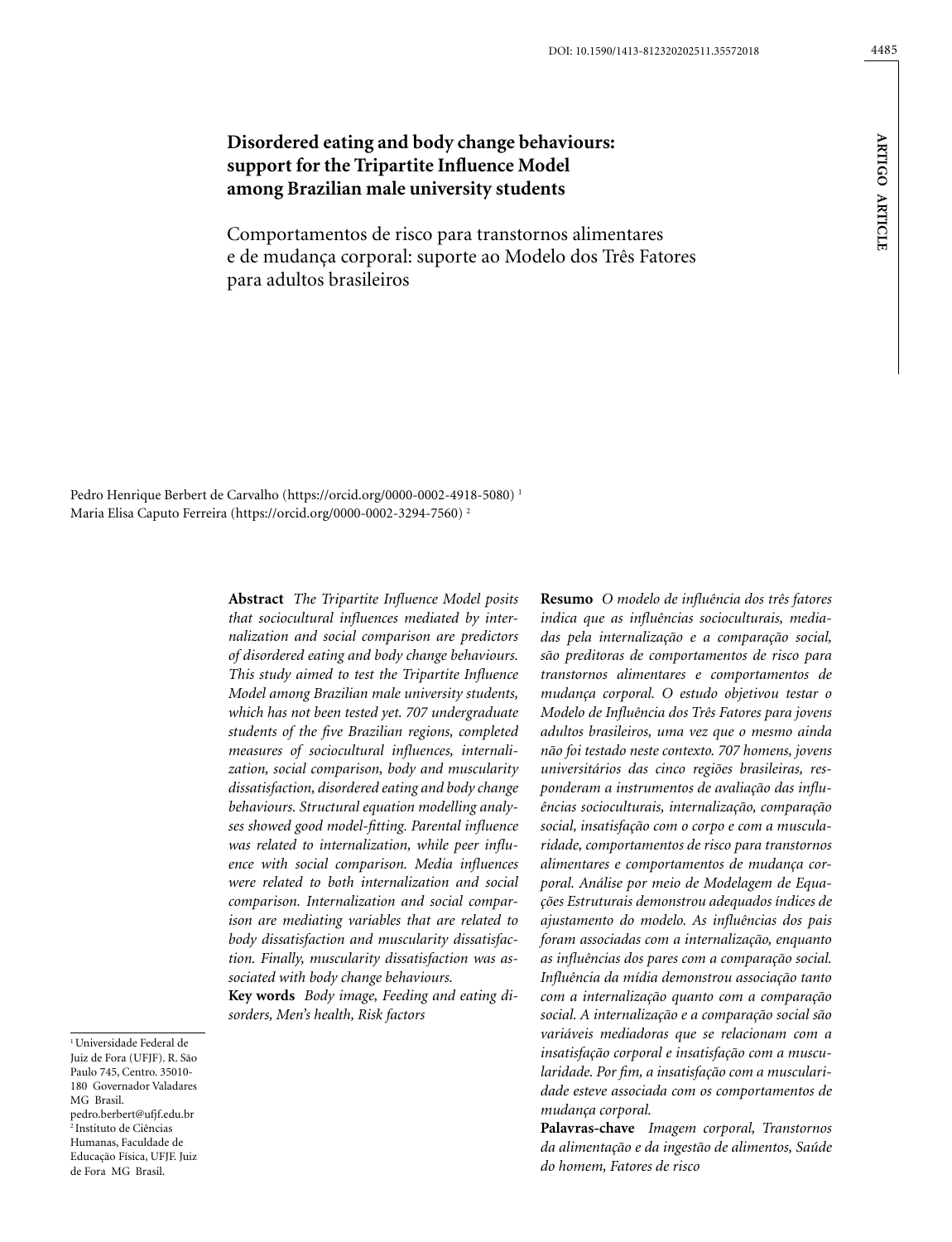# Disordered eating and body change behaviours: support for the Tripartite Influence Model among Brazilian male university students

## Comportamentos de risco para transtornos alimentares e de mudança corporal: suporte ao Modelo dos Três Fatores para adultos brasileiros

Pedro Henrique Berbert de Carvalho (https://orcid.org/0000-0002-4918-5080) [1]
Maria Elisa Caputo Ferreira (https://orcid.org/0000-0002-3294-7560) [2]

**Abstract** *The Tripartite Influence Model posits that sociocultural influences mediated by internalization and social comparison are predictors of disordered eating and body change behaviours. This study aimed to test the Tripartite Influence Model among Brazilian male university students, which has not been tested yet. 707 undergraduate students of the five Brazilian regions, completed measures of sociocultural influences, internalization, social comparison, body and muscularity dissatisfaction, disordered eating and body change behaviours. Structural equation modelling analyses showed good model-fitting. Parental influence was related to internalization, while peer influence with social comparison. Media influences were related to both internalization and social comparison. Internalization and social comparison are mediating variables that are related to body dissatisfaction and muscularity dissatisfaction. Finally, muscularity dissatisfaction was associated with body change behaviours.*

**Key words** *Body image, Feeding and eating disorders, Men's health, Risk factors*

**Resumo** *O modelo de influência dos três fatores indica que as influências socioculturais, mediadas pela internalização e a comparação social, são preditoras de comportamentos de risco para transtornos alimentares e comportamentos de mudança corporal. O estudo objetivou testar o Modelo de Influência dos Três Fatores para jovens adultos brasileiros, uma vez que o mesmo ainda não foi testado neste contexto. 707 homens, jovens universitários das cinco regiões brasileiras, responderam a instrumentos de avaliação das influências socioculturais, internalização, comparação social, insatisfação com o corpo e com a muscularidade, comportamentos de risco para transtornos alimentares e comportamentos de mudança corporal. Análise por meio de Modelagem de Equações Estruturais demonstrou adequados índices de ajustamento do modelo. As influências dos pais foram associadas com a internalização, enquanto as influências dos pares com a comparação social. Influência da mídia demonstrou associação tanto com a internalização quanto com a comparação social. A internalização e a comparação social são variáveis mediadoras que se relacionam com a insatisfação corporal e insatisfação com a muscularidade. Por fim, a insatisfação com a muscularidade esteve associada com os comportamentos de mudança corporal.*

**Palavras-chave** *Imagem corporal, Transtornos da alimentação e da ingestão de alimentos, Saúde do homem, Fatores de risco*

[1] Universidade Federal de Juiz de Fora (UFJF). R. São Paulo 745, Centro. 35010-180 Governador Valadares MG Brasil. pedro.berbert@ufjf.edu.br
[2] Instituto de Ciências Humanas, Faculdade de Educação Física, UFJF. Juiz de Fora MG Brasil.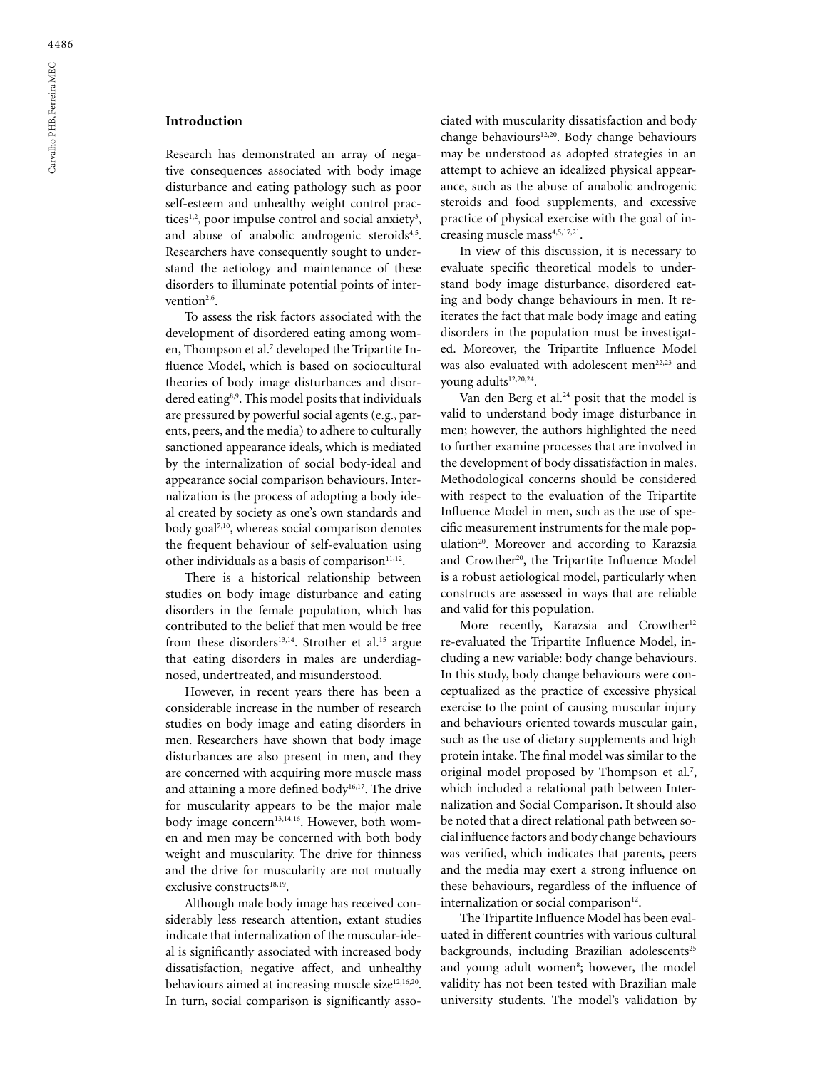## Introduction

Research has demonstrated an array of negative consequences associated with body image disturbance and eating pathology such as poor self-esteem and unhealthy weight control practices[1,2], poor impulse control and social anxiety[3], and abuse of anabolic androgenic steroids[4,5]. Researchers have consequently sought to understand the aetiology and maintenance of these disorders to illuminate potential points of intervention[2,6].

To assess the risk factors associated with the development of disordered eating among women, Thompson et al.[7] developed the Tripartite Influence Model, which is based on sociocultural theories of body image disturbances and disordered eating[8,9]. This model posits that individuals are pressured by powerful social agents (e.g., parents, peers, and the media) to adhere to culturally sanctioned appearance ideals, which is mediated by the internalization of social body-ideal and appearance social comparison behaviours. Internalization is the process of adopting a body ideal created by society as one's own standards and body goal[7,10], whereas social comparison denotes the frequent behaviour of self-evaluation using other individuals as a basis of comparison[11,12].

There is a historical relationship between studies on body image disturbance and eating disorders in the female population, which has contributed to the belief that men would be free from these disorders[13,14]. Strother et al.[15] argue that eating disorders in males are underdiagnosed, undertreated, and misunderstood.

However, in recent years there has been a considerable increase in the number of research studies on body image and eating disorders in men. Researchers have shown that body image disturbances are also present in men, and they are concerned with acquiring more muscle mass and attaining a more defined body[16,17]. The drive for muscularity appears to be the major male body image concern[13,14,16]. However, both women and men may be concerned with both body weight and muscularity. The drive for thinness and the drive for muscularity are not mutually exclusive constructs[18,19].

Although male body image has received considerably less research attention, extant studies indicate that internalization of the muscular-ideal is significantly associated with increased body dissatisfaction, negative affect, and unhealthy behaviours aimed at increasing muscle size[12,16,20]. In turn, social comparison is significantly associated with muscularity dissatisfaction and body change behaviours[12,20]. Body change behaviours may be understood as adopted strategies in an attempt to achieve an idealized physical appearance, such as the abuse of anabolic androgenic steroids and food supplements, and excessive practice of physical exercise with the goal of increasing muscle mass[4,5,17,21].

In view of this discussion, it is necessary to evaluate specific theoretical models to understand body image disturbance, disordered eating and body change behaviours in men. It reiterates the fact that male body image and eating disorders in the population must be investigated. Moreover, the Tripartite Influence Model was also evaluated with adolescent men[22,23] and young adults[12,20,24].

Van den Berg et al.[24] posit that the model is valid to understand body image disturbance in men; however, the authors highlighted the need to further examine processes that are involved in the development of body dissatisfaction in males. Methodological concerns should be considered with respect to the evaluation of the Tripartite Influence Model in men, such as the use of specific measurement instruments for the male population[20]. Moreover and according to Karazsia and Crowther[20], the Tripartite Influence Model is a robust aetiological model, particularly when constructs are assessed in ways that are reliable and valid for this population.

More recently, Karazsia and Crowther[12] re-evaluated the Tripartite Influence Model, including a new variable: body change behaviours. In this study, body change behaviours were conceptualized as the practice of excessive physical exercise to the point of causing muscular injury and behaviours oriented towards muscular gain, such as the use of dietary supplements and high protein intake. The final model was similar to the original model proposed by Thompson et al.[7], which included a relational path between Internalization and Social Comparison. It should also be noted that a direct relational path between social influence factors and body change behaviours was verified, which indicates that parents, peers and the media may exert a strong influence on these behaviours, regardless of the influence of internalization or social comparison[12].

The Tripartite Influence Model has been evaluated in different countries with various cultural backgrounds, including Brazilian adolescents[25] and young adult women[8]; however, the model validity has not been tested with Brazilian male university students. The model's validation by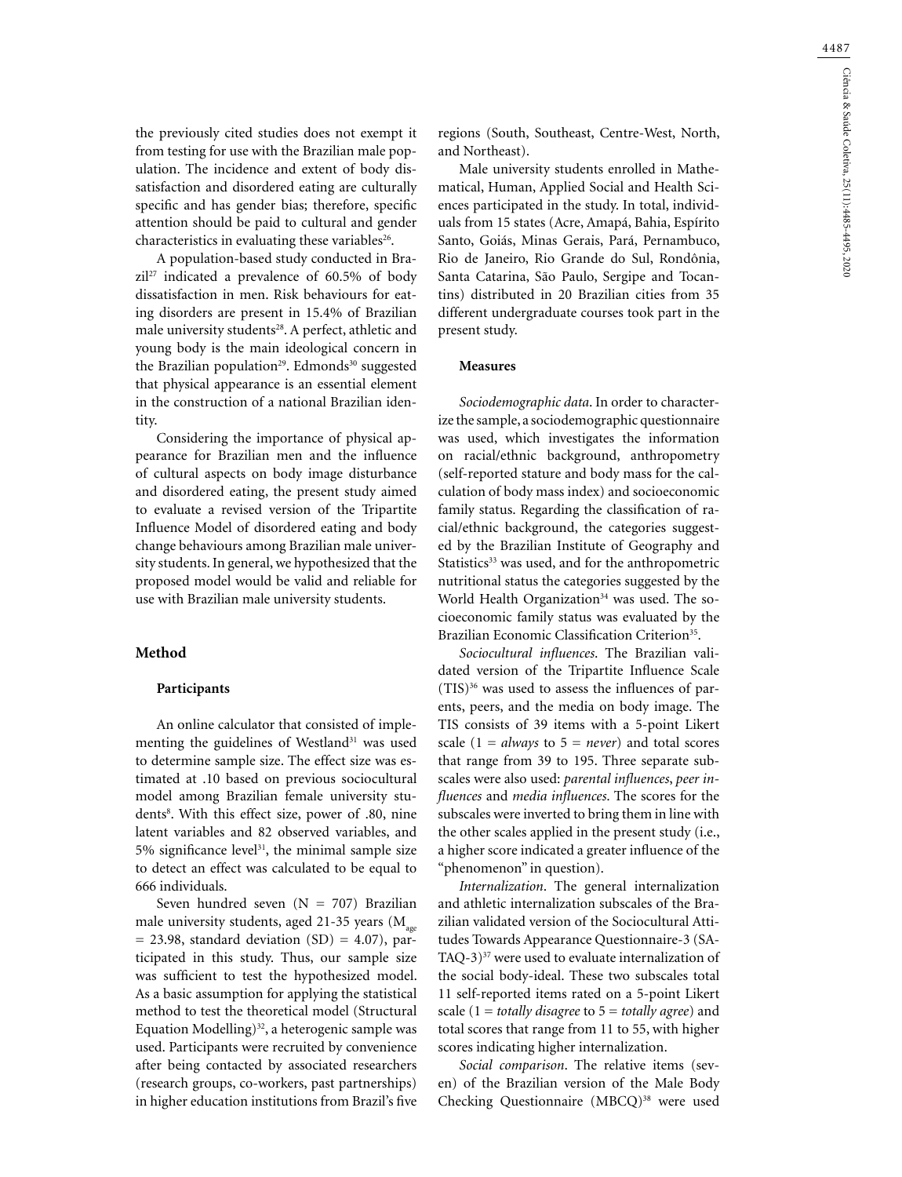the previously cited studies does not exempt it from testing for use with the Brazilian male population. The incidence and extent of body dissatisfaction and disordered eating are culturally specific and has gender bias; therefore, specific attention should be paid to cultural and gender characteristics in evaluating these variables[26].

A population-based study conducted in Brazil[27] indicated a prevalence of 60.5% of body dissatisfaction in men. Risk behaviours for eating disorders are present in 15.4% of Brazilian male university students[28]. A perfect, athletic and young body is the main ideological concern in the Brazilian population[29]. Edmonds[30] suggested that physical appearance is an essential element in the construction of a national Brazilian identity.

Considering the importance of physical appearance for Brazilian men and the influence of cultural aspects on body image disturbance and disordered eating, the present study aimed to evaluate a revised version of the Tripartite Influence Model of disordered eating and body change behaviours among Brazilian male university students. In general, we hypothesized that the proposed model would be valid and reliable for use with Brazilian male university students.

## Method

### Participants

An online calculator that consisted of implementing the guidelines of Westland[31] was used to determine sample size. The effect size was estimated at .10 based on previous sociocultural model among Brazilian female university students[8]. With this effect size, power of .80, nine latent variables and 82 observed variables, and 5% significance level[31], the minimal sample size to detect an effect was calculated to be equal to 666 individuals.

Seven hundred seven (N = 707) Brazilian male university students, aged 21-35 years ($M_{age}$ = 23.98, standard deviation (SD) = 4.07), participated in this study. Thus, our sample size was sufficient to test the hypothesized model. As a basic assumption for applying the statistical method to test the theoretical model (Structural Equation Modelling)[32], a heterogenic sample was used. Participants were recruited by convenience after being contacted by associated researchers (research groups, co-workers, past partnerships) in higher education institutions from Brazil's five regions (South, Southeast, Centre-West, North, and Northeast).

Male university students enrolled in Mathematical, Human, Applied Social and Health Sciences participated in the study. In total, individuals from 15 states (Acre, Amapá, Bahia, Espírito Santo, Goiás, Minas Gerais, Pará, Pernambuco, Rio de Janeiro, Rio Grande do Sul, Rondônia, Santa Catarina, São Paulo, Sergipe and Tocantins) distributed in 20 Brazilian cities from 35 different undergraduate courses took part in the present study.

### Measures

*Sociodemographic data*. In order to characterize the sample, a sociodemographic questionnaire was used, which investigates the information on racial/ethnic background, anthropometry (self-reported stature and body mass for the calculation of body mass index) and socioeconomic family status. Regarding the classification of racial/ethnic background, the categories suggested by the Brazilian Institute of Geography and Statistics[33] was used, and for the anthropometric nutritional status the categories suggested by the World Health Organization[34] was used. The socioeconomic family status was evaluated by the Brazilian Economic Classification Criterion[35].

*Sociocultural influences*. The Brazilian validated version of the Tripartite Influence Scale (TIS)[36] was used to assess the influences of parents, peers, and the media on body image. The TIS consists of 39 items with a 5-point Likert scale (1 = *always* to 5 = *never*) and total scores that range from 39 to 195. Three separate subscales were also used: *parental influences*, *peer influences* and *media influences*. The scores for the subscales were inverted to bring them in line with the other scales applied in the present study (i.e., a higher score indicated a greater influence of the "phenomenon" in question).

*Internalization*. The general internalization and athletic internalization subscales of the Brazilian validated version of the Sociocultural Attitudes Towards Appearance Questionnaire-3 (SATAQ-3)[37] were used to evaluate internalization of the social body-ideal. These two subscales total 11 self-reported items rated on a 5-point Likert scale (1 = *totally disagree* to 5 = *totally agree*) and total scores that range from 11 to 55, with higher scores indicating higher internalization.

*Social comparison*. The relative items (seven) of the Brazilian version of the Male Body Checking Questionnaire (MBCQ)[38] were used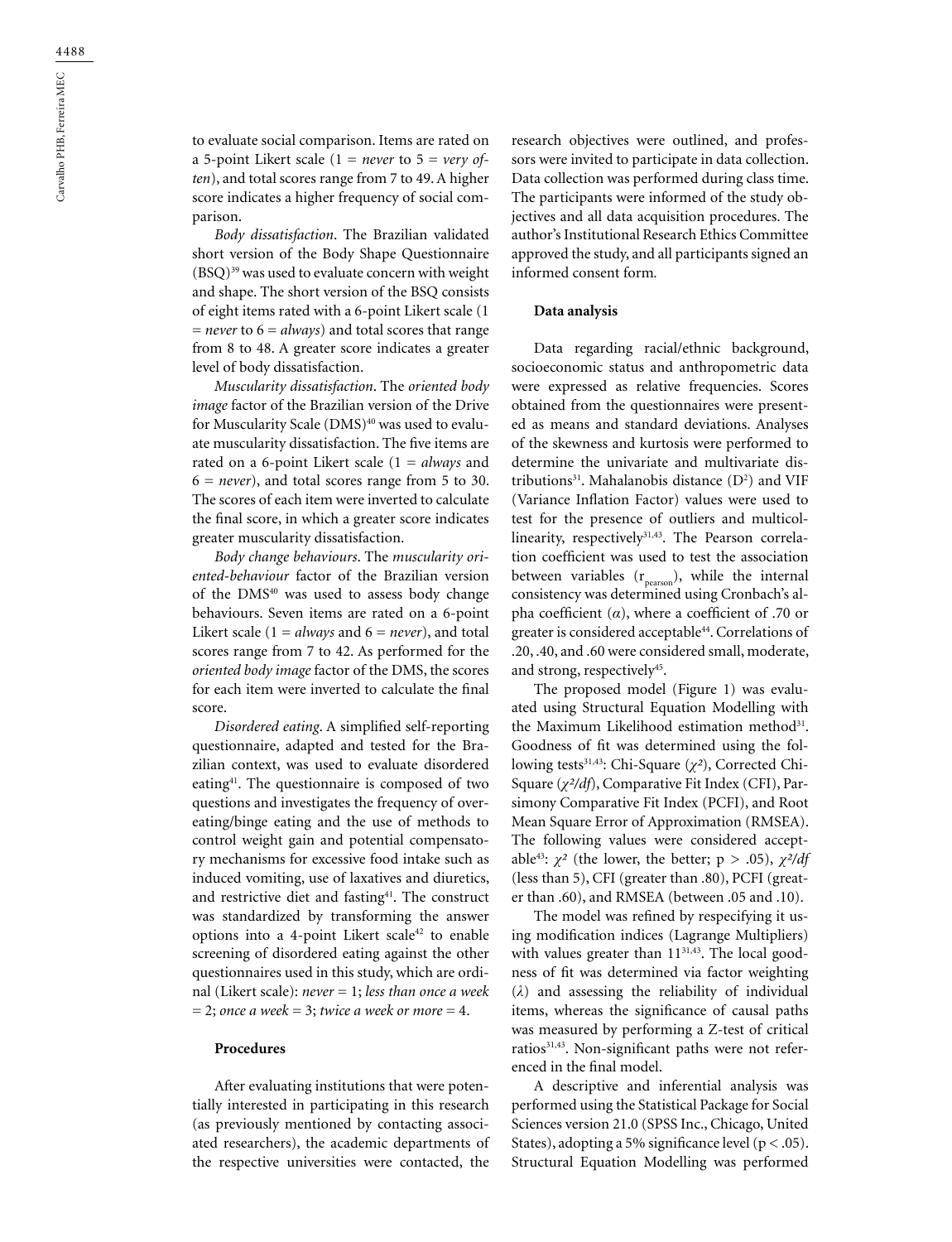to evaluate social comparison. Items are rated on a 5-point Likert scale (1 = *never* to 5 = *very often*), and total scores range from 7 to 49. A higher score indicates a higher frequency of social comparison.

*Body dissatisfaction*. The Brazilian validated short version of the Body Shape Questionnaire (BSQ)[39] was used to evaluate concern with weight and shape. The short version of the BSQ consists of eight items rated with a 6-point Likert scale (1 = *never* to 6 = *always*) and total scores that range from 8 to 48. A greater score indicates a greater level of body dissatisfaction.

*Muscularity dissatisfaction*. The *oriented body image* factor of the Brazilian version of the Drive for Muscularity Scale (DMS)[40] was used to evaluate muscularity dissatisfaction. The five items are rated on a 6-point Likert scale (1 = *always* and 6 = *never*), and total scores range from 5 to 30. The scores of each item were inverted to calculate the final score, in which a greater score indicates greater muscularity dissatisfaction.

*Body change behaviours*. The *muscularity oriented-behaviour* factor of the Brazilian version of the DMS[40] was used to assess body change behaviours. Seven items are rated on a 6-point Likert scale (1 = *always* and 6 = *never*), and total scores range from 7 to 42. As performed for the *oriented body image* factor of the DMS, the scores for each item were inverted to calculate the final score.

*Disordered eating*. A simplified self-reporting questionnaire, adapted and tested for the Brazilian context, was used to evaluate disordered eating[41]. The questionnaire is composed of two questions and investigates the frequency of overeating/binge eating and the use of methods to control weight gain and potential compensatory mechanisms for excessive food intake such as induced vomiting, use of laxatives and diuretics, and restrictive diet and fasting[41]. The construct was standardized by transforming the answer options into a 4-point Likert scale[42] to enable screening of disordered eating against the other questionnaires used in this study, which are ordinal (Likert scale): *never* = 1; *less than once a week* = 2; *once a week* = 3; *twice a week or more* = 4.

### Procedures

After evaluating institutions that were potentially interested in participating in this research (as previously mentioned by contacting associated researchers), the academic departments of the respective universities were contacted, the research objectives were outlined, and professors were invited to participate in data collection. Data collection was performed during class time. The participants were informed of the study objectives and all data acquisition procedures. The author's Institutional Research Ethics Committee approved the study, and all participants signed an informed consent form.

### Data analysis

Data regarding racial/ethnic background, socioeconomic status and anthropometric data were expressed as relative frequencies. Scores obtained from the questionnaires were presented as means and standard deviations. Analyses of the skewness and kurtosis were performed to determine the univariate and multivariate distributions[31]. Mahalanobis distance ($D^2$) and VIF (Variance Inflation Factor) values were used to test for the presence of outliers and multicollinearity, respectively[31,43]. The Pearson correlation coefficient was used to test the association between variables ($r_{pearson}$), while the internal consistency was determined using Cronbach's alpha coefficient ($\alpha$), where a coefficient of .70 or greater is considered acceptable[44]. Correlations of .20, .40, and .60 were considered small, moderate, and strong, respectively[45].

The proposed model (Figure 1) was evaluated using Structural Equation Modelling with the Maximum Likelihood estimation method[31]. Goodness of fit was determined using the following tests[31,43]: Chi-Square ($\chi^2$), Corrected Chi-Square ($\chi^2/df$), Comparative Fit Index (CFI), Parsimony Comparative Fit Index (PCFI), and Root Mean Square Error of Approximation (RMSEA). The following values were considered acceptable[43]: $\chi^2$ (the lower, the better; $p > .05$), $\chi^2/df$ (less than 5), CFI (greater than .80), PCFI (greater than .60), and RMSEA (between .05 and .10).

The model was refined by respecifying it using modification indices (Lagrange Multipliers) with values greater than 11[31,43]. The local goodness of fit was determined via factor weighting ($\lambda$) and assessing the reliability of individual items, whereas the significance of causal paths was measured by performing a Z-test of critical ratios[31,43]. Non-significant paths were not referenced in the final model.

A descriptive and inferential analysis was performed using the Statistical Package for Social Sciences version 21.0 (SPSS Inc., Chicago, United States), adopting a 5% significance level ($p < .05$). Structural Equation Modelling was performed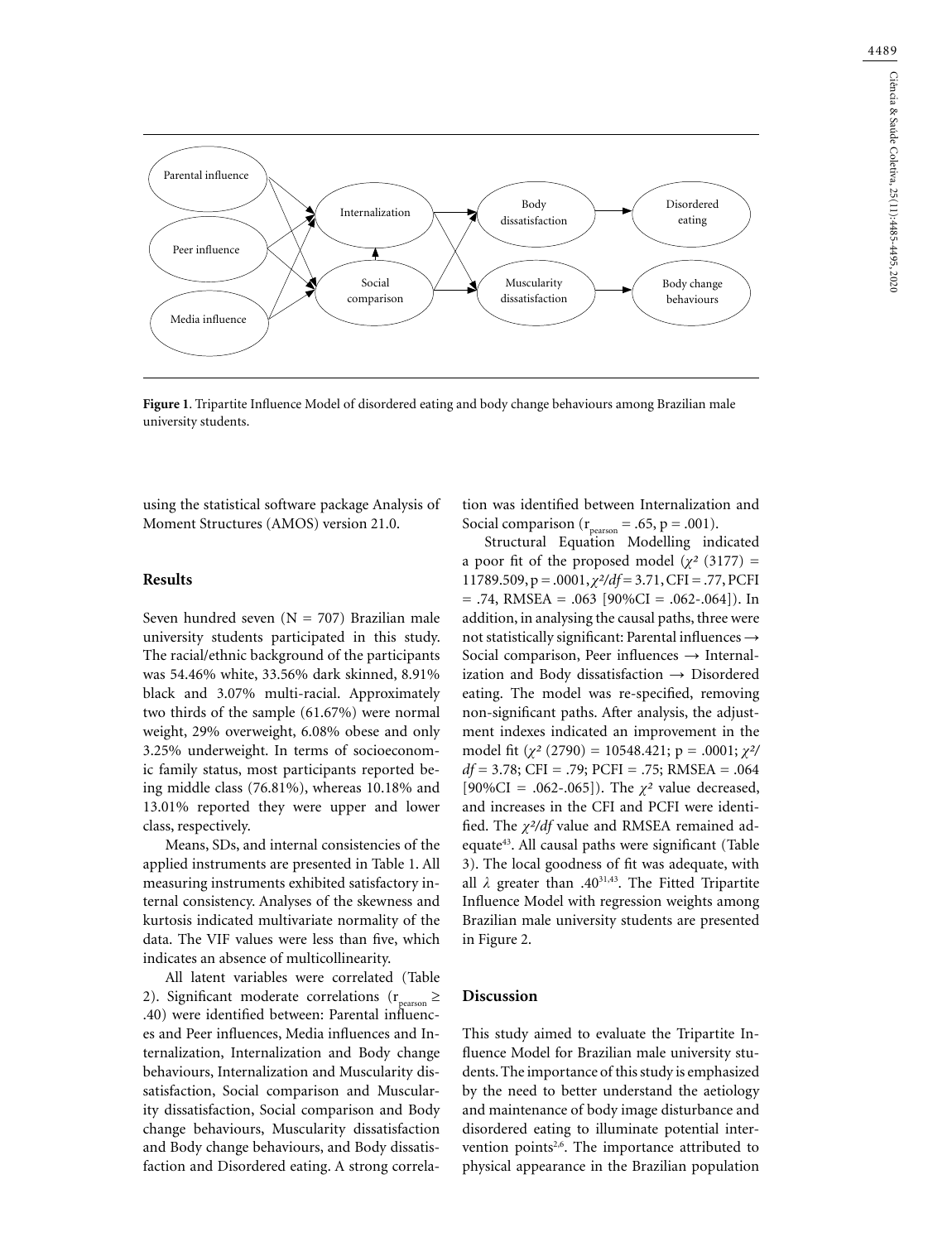**Figure 1**. Tripartite Influence Model of disordered eating and body change behaviours among Brazilian male university students.

using the statistical software package Analysis of Moment Structures (AMOS) version 21.0.

## Results

Seven hundred seven (N = 707) Brazilian male university students participated in this study. The racial/ethnic background of the participants was 54.46% white, 33.56% dark skinned, 8.91% black and 3.07% multi-racial. Approximately two thirds of the sample (61.67%) were normal weight, 29% overweight, 6.08% obese and only 3.25% underweight. In terms of socioeconomic family status, most participants reported being middle class (76.81%), whereas 10.18% and 13.01% reported they were upper and lower class, respectively.

Means, SDs, and internal consistencies of the applied instruments are presented in Table 1. All measuring instruments exhibited satisfactory internal consistency. Analyses of the skewness and kurtosis indicated multivariate normality of the data. The VIF values were less than five, which indicates an absence of multicollinearity.

All latent variables were correlated (Table 2). Significant moderate correlations ($r_{pearson} \geq .40$) were identified between: Parental influences and Peer influences, Media influences and Internalization, Internalization and Body change behaviours, Internalization and Muscularity dissatisfaction, Social comparison and Muscularity dissatisfaction, Social comparison and Body change behaviours, Muscularity dissatisfaction and Body change behaviours, and Body dissatisfaction and Disordered eating. A strong correlation was identified between Internalization and Social comparison ($r_{pearson} = .65$, p = .001).

Structural Equation Modelling indicated a poor fit of the proposed model ($\chi^2$ (3177) = 11789.509, p = .0001, $\chi^2/df$ = 3.71, CFI = .77, PCFI = .74, RMSEA = .063 [90%CI = .062-.064]). In addition, in analysing the causal paths, three were not statistically significant: Parental influences → Social comparison, Peer influences → Internalization and Body dissatisfaction → Disordered eating. The model was re-specified, removing non-significant paths. After analysis, the adjustment indexes indicated an improvement in the model fit ($\chi^2$ (2790) = 10548.421; p = .0001; $\chi^2/df$ = 3.78; CFI = .79; PCFI = .75; RMSEA = .064 [90%CI = .062-.065]). The $\chi^2$ value decreased, and increases in the CFI and PCFI were identified. The $\chi^2/df$ value and RMSEA remained adequate[43]. All causal paths were significant (Table 3). The local goodness of fit was adequate, with all $\lambda$ greater than .40[31,43]. The Fitted Tripartite Influence Model with regression weights among Brazilian male university students are presented in Figure 2.

## Discussion

This study aimed to evaluate the Tripartite Influence Model for Brazilian male university students. The importance of this study is emphasized by the need to better understand the aetiology and maintenance of body image disturbance and disordered eating to illuminate potential intervention points[2,6]. The importance attributed to physical appearance in the Brazilian population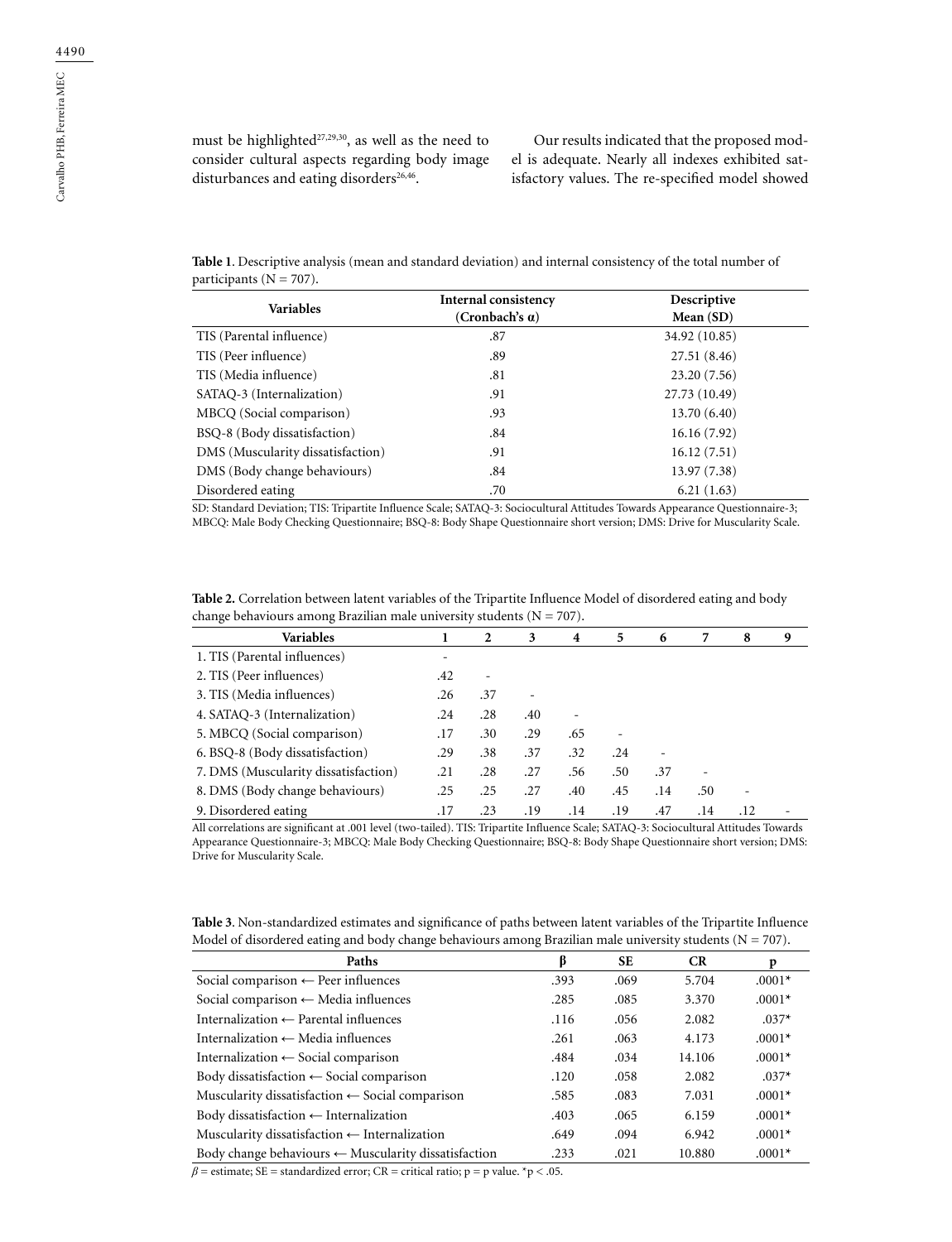must be highlighted[27,29,30], as well as the need to consider cultural aspects regarding body image disturbances and eating disorders[26,46].

Our results indicated that the proposed model is adequate. Nearly all indexes exhibited satisfactory values. The re-specified model showed

**Table 1**. Descriptive analysis (mean and standard deviation) and internal consistency of the total number of participants (N = 707).

| Variables | Internal consistency (Cronbach's α) | Descriptive Mean (SD) |
|---|---|---|
| TIS (Parental influence) | .87 | 34.92 (10.85) |
| TIS (Peer influence) | .89 | 27.51 (8.46) |
| TIS (Media influence) | .81 | 23.20 (7.56) |
| SATAQ-3 (Internalization) | .91 | 27.73 (10.49) |
| MBCQ (Social comparison) | .93 | 13.70 (6.40) |
| BSQ-8 (Body dissatisfaction) | .84 | 16.16 (7.92) |
| DMS (Muscularity dissatisfaction) | .91 | 16.12 (7.51) |
| DMS (Body change behaviours) | .84 | 13.97 (7.38) |
| Disordered eating | .70 | 6.21 (1.63) |

SD: Standard Deviation; TIS: Tripartite Influence Scale; SATAQ-3: Sociocultural Attitudes Towards Appearance Questionnaire-3; MBCQ: Male Body Checking Questionnaire; BSQ-8: Body Shape Questionnaire short version; DMS: Drive for Muscularity Scale.

**Table 2.** Correlation between latent variables of the Tripartite Influence Model of disordered eating and body change behaviours among Brazilian male university students (N = 707).

| Variables | 1 | 2 | 3 | 4 | 5 | 6 | 7 | 8 | 9 |
|---|---|---|---|---|---|---|---|---|---|
| 1. TIS (Parental influences) | - | | | | | | | | |
| 2. TIS (Peer influences) | .42 | - | | | | | | | |
| 3. TIS (Media influences) | .26 | .37 | - | | | | | | |
| 4. SATAQ-3 (Internalization) | .24 | .28 | .40 | - | | | | | |
| 5. MBCQ (Social comparison) | .17 | .30 | .29 | .65 | - | | | | |
| 6. BSQ-8 (Body dissatisfaction) | .29 | .38 | .37 | .32 | .24 | - | | | |
| 7. DMS (Muscularity dissatisfaction) | .21 | .28 | .27 | .56 | .50 | .37 | - | | |
| 8. DMS (Body change behaviours) | .25 | .25 | .27 | .40 | .45 | .14 | .50 | - | |
| 9. Disordered eating | .17 | .23 | .19 | .14 | .19 | .47 | .14 | .12 | - |

All correlations are significant at .001 level (two-tailed). TIS: Tripartite Influence Scale; SATAQ-3: Sociocultural Attitudes Towards Appearance Questionnaire-3; MBCQ: Male Body Checking Questionnaire; BSQ-8: Body Shape Questionnaire short version; DMS: Drive for Muscularity Scale.

**Table 3**. Non-standardized estimates and significance of paths between latent variables of the Tripartite Influence Model of disordered eating and body change behaviours among Brazilian male university students (N = 707).

| Paths | β | SE | CR | p |
|---|---|---|---|---|
| Social comparison ← Peer influences | .393 | .069 | 5.704 | .0001* |
| Social comparison ← Media influences | .285 | .085 | 3.370 | .0001* |
| Internalization ← Parental influences | .116 | .056 | 2.082 | .037* |
| Internalization ← Media influences | .261 | .063 | 4.173 | .0001* |
| Internalization ← Social comparison | .484 | .034 | 14.106 | .0001* |
| Body dissatisfaction ← Social comparison | .120 | .058 | 2.082 | .037* |
| Muscularity dissatisfaction ← Social comparison | .585 | .083 | 7.031 | .0001* |
| Body dissatisfaction ← Internalization | .403 | .065 | 6.159 | .0001* |
| Muscularity dissatisfaction ← Internalization | .649 | .094 | 6.942 | .0001* |
| Body change behaviours ← Muscularity dissatisfaction | .233 | .021 | 10.880 | .0001* |

$\beta$ = estimate; SE = standardized error; CR = critical ratio; p = p value. *p < .05.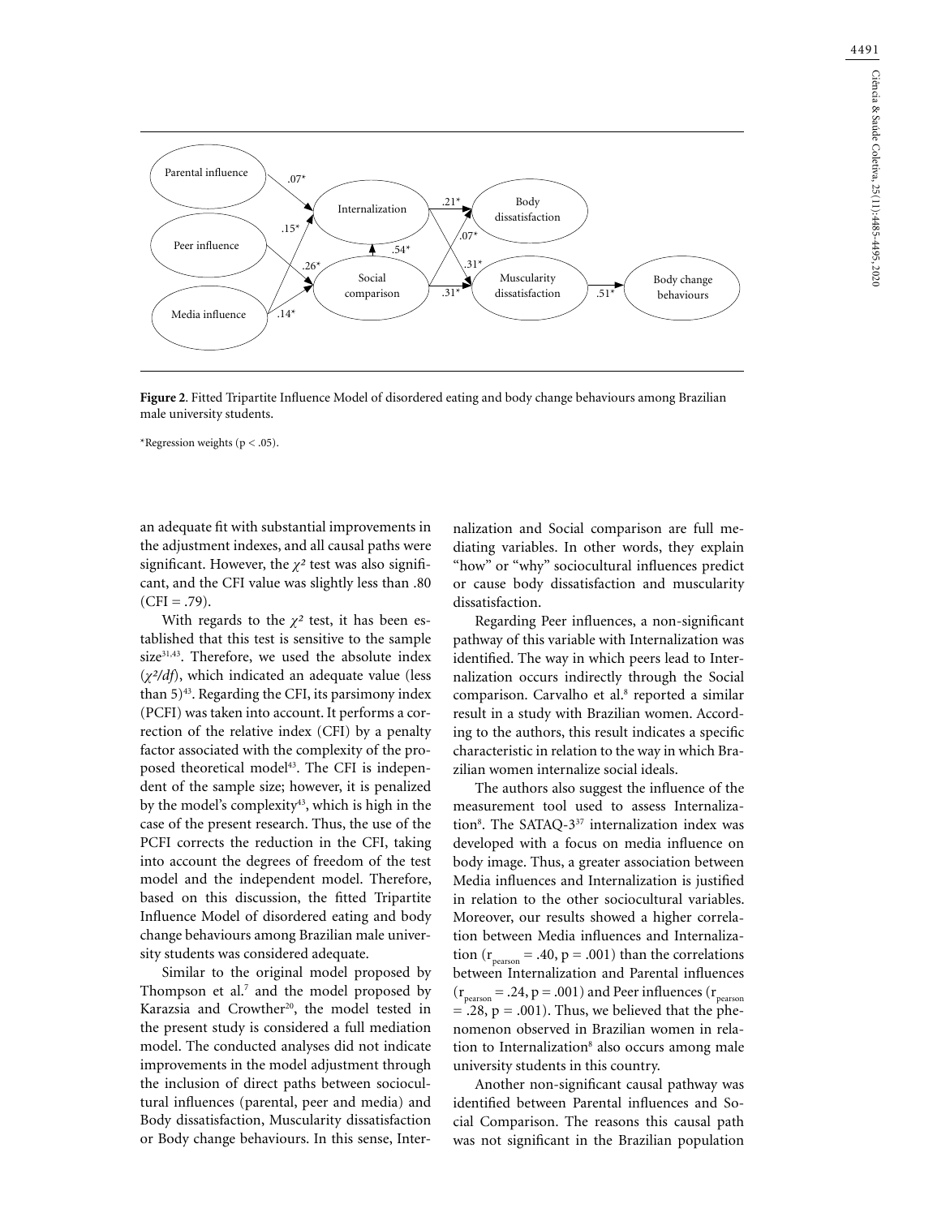**Figure 2**. Fitted Tripartite Influence Model of disordered eating and body change behaviours among Brazilian male university students.

*Regression weights ($p < .05$).

an adequate fit with substantial improvements in the adjustment indexes, and all causal paths were significant. However, the $\chi^2$ test was also significant, and the CFI value was slightly less than .80 (CFI = .79).

With regards to the $\chi^2$ test, it has been established that this test is sensitive to the sample size[31,43]. Therefore, we used the absolute index ($\chi^2/df$), which indicated an adequate value (less than 5)[43]. Regarding the CFI, its parsimony index (PCFI) was taken into account. It performs a correction of the relative index (CFI) by a penalty factor associated with the complexity of the proposed theoretical model[43]. The CFI is independent of the sample size; however, it is penalized by the model's complexity[43], which is high in the case of the present research. Thus, the use of the PCFI corrects the reduction in the CFI, taking into account the degrees of freedom of the test model and the independent model. Therefore, based on this discussion, the fitted Tripartite Influence Model of disordered eating and body change behaviours among Brazilian male university students was considered adequate.

Similar to the original model proposed by Thompson et al.[7] and the model proposed by Karazsia and Crowther[20], the model tested in the present study is considered a full mediation model. The conducted analyses did not indicate improvements in the model adjustment through the inclusion of direct paths between sociocultural influences (parental, peer and media) and Body dissatisfaction, Muscularity dissatisfaction or Body change behaviours. In this sense, Internalization and Social comparison are full mediating variables. In other words, they explain "how" or "why" sociocultural influences predict or cause body dissatisfaction and muscularity dissatisfaction.

Regarding Peer influences, a non-significant pathway of this variable with Internalization was identified. The way in which peers lead to Internalization occurs indirectly through the Social comparison. Carvalho et al.[8] reported a similar result in a study with Brazilian women. According to the authors, this result indicates a specific characteristic in relation to the way in which Brazilian women internalize social ideals.

The authors also suggest the influence of the measurement tool used to assess Internalization[8]. The SATAQ-3[37] internalization index was developed with a focus on media influence on body image. Thus, a greater association between Media influences and Internalization is justified in relation to the other sociocultural variables. Moreover, our results showed a higher correlation between Media influences and Internalization ($r_{pearson} = .40$, $p = .001$) than the correlations between Internalization and Parental influences ($r_{pearson} = .24$, $p = .001$) and Peer influences ($r_{pearson} = .28$, $p = .001$). Thus, we believed that the phenomenon observed in Brazilian women in relation to Internalization[8] also occurs among male university students in this country.

Another non-significant causal pathway was identified between Parental influences and Social Comparison. The reasons this causal path was not significant in the Brazilian population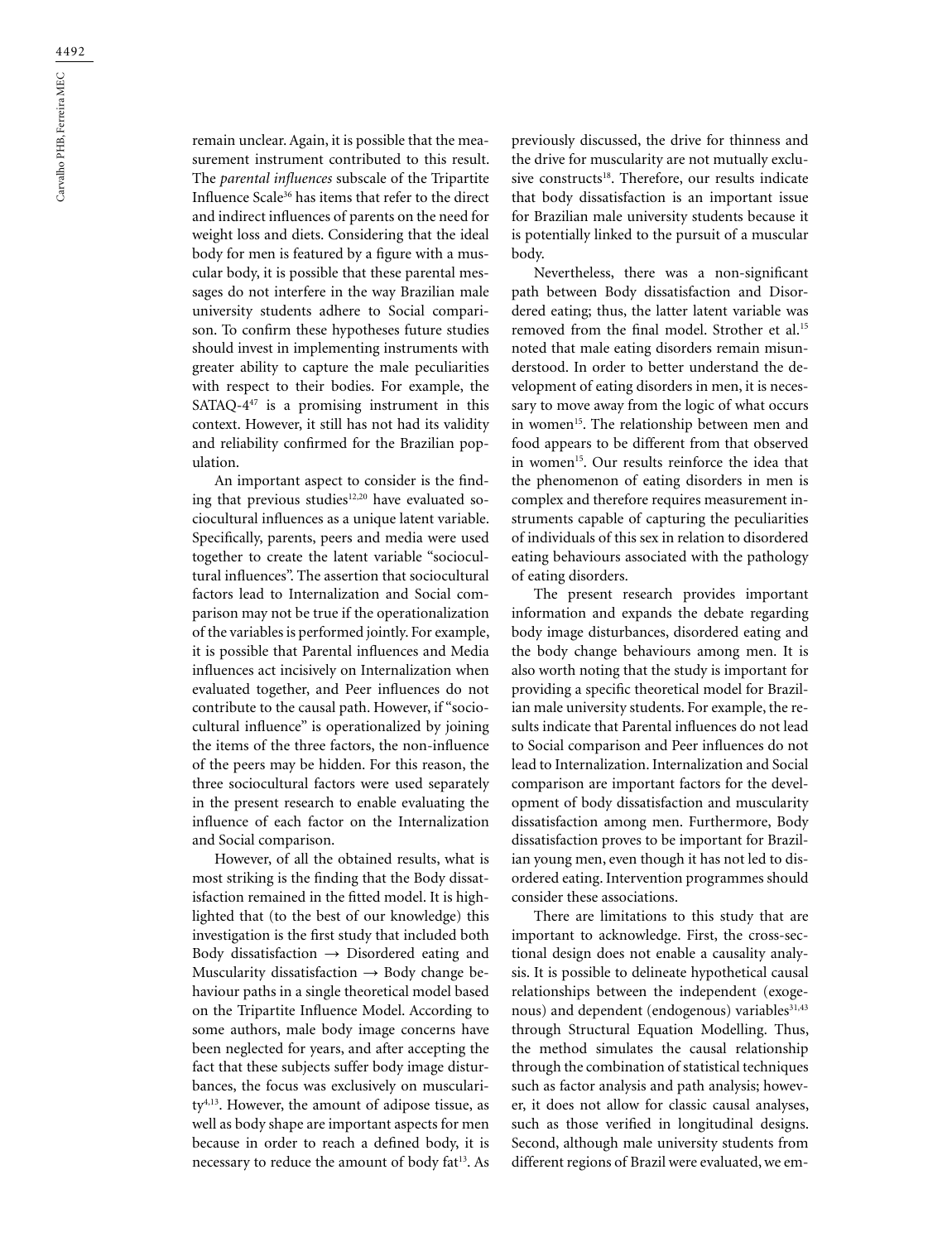remain unclear. Again, it is possible that the measurement instrument contributed to this result. The *parental influences* subscale of the Tripartite Influence Scale[36] has items that refer to the direct and indirect influences of parents on the need for weight loss and diets. Considering that the ideal body for men is featured by a figure with a muscular body, it is possible that these parental messages do not interfere in the way Brazilian male university students adhere to Social comparison. To confirm these hypotheses future studies should invest in implementing instruments with greater ability to capture the male peculiarities with respect to their bodies. For example, the SATAQ-4[47] is a promising instrument in this context. However, it still has not had its validity and reliability confirmed for the Brazilian population.

An important aspect to consider is the finding that previous studies[12,20] have evaluated sociocultural influences as a unique latent variable. Specifically, parents, peers and media were used together to create the latent variable "sociocultural influences". The assertion that sociocultural factors lead to Internalization and Social comparison may not be true if the operationalization of the variables is performed jointly. For example, it is possible that Parental influences and Media influences act incisively on Internalization when evaluated together, and Peer influences do not contribute to the causal path. However, if "sociocultural influence" is operationalized by joining the items of the three factors, the non-influence of the peers may be hidden. For this reason, the three sociocultural factors were used separately in the present research to enable evaluating the influence of each factor on the Internalization and Social comparison.

However, of all the obtained results, what is most striking is the finding that the Body dissatisfaction remained in the fitted model. It is highlighted that (to the best of our knowledge) this investigation is the first study that included both Body dissatisfaction → Disordered eating and Muscularity dissatisfaction → Body change behaviour paths in a single theoretical model based on the Tripartite Influence Model. According to some authors, male body image concerns have been neglected for years, and after accepting the fact that these subjects suffer body image disturbances, the focus was exclusively on muscularity[4,13]. However, the amount of adipose tissue, as well as body shape are important aspects for men because in order to reach a defined body, it is necessary to reduce the amount of body fat[13]. As previously discussed, the drive for thinness and the drive for muscularity are not mutually exclusive constructs[18]. Therefore, our results indicate that body dissatisfaction is an important issue for Brazilian male university students because it is potentially linked to the pursuit of a muscular body.

Nevertheless, there was a non-significant path between Body dissatisfaction and Disordered eating; thus, the latter latent variable was removed from the final model. Strother et al.[15] noted that male eating disorders remain misunderstood. In order to better understand the development of eating disorders in men, it is necessary to move away from the logic of what occurs in women[15]. The relationship between men and food appears to be different from that observed in women[15]. Our results reinforce the idea that the phenomenon of eating disorders in men is complex and therefore requires measurement instruments capable of capturing the peculiarities of individuals of this sex in relation to disordered eating behaviours associated with the pathology of eating disorders.

The present research provides important information and expands the debate regarding body image disturbances, disordered eating and the body change behaviours among men. It is also worth noting that the study is important for providing a specific theoretical model for Brazilian male university students. For example, the results indicate that Parental influences do not lead to Social comparison and Peer influences do not lead to Internalization. Internalization and Social comparison are important factors for the development of body dissatisfaction and muscularity dissatisfaction among men. Furthermore, Body dissatisfaction proves to be important for Brazilian young men, even though it has not led to disordered eating. Intervention programmes should consider these associations.

There are limitations to this study that are important to acknowledge. First, the cross-sectional design does not enable a causality analysis. It is possible to delineate hypothetical causal relationships between the independent (exogenous) and dependent (endogenous) variables[31,43] through Structural Equation Modelling. Thus, the method simulates the causal relationship through the combination of statistical techniques such as factor analysis and path analysis; however, it does not allow for classic causal analyses, such as those verified in longitudinal designs. Second, although male university students from different regions of Brazil were evaluated, we em-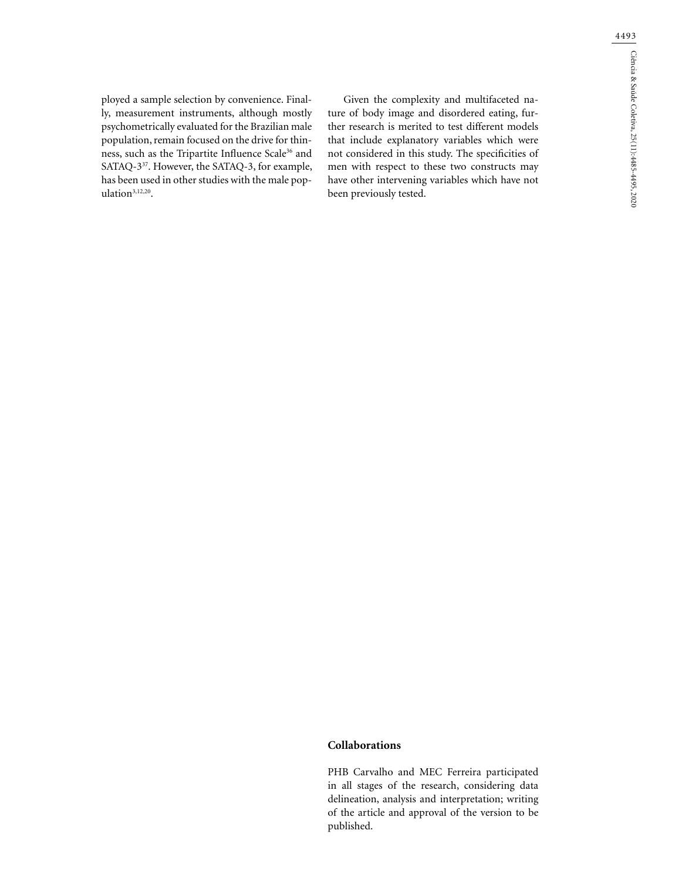ployed a sample selection by convenience. Finally, measurement instruments, although mostly psychometrically evaluated for the Brazilian male population, remain focused on the drive for thinness, such as the Tripartite Influence Scale[36] and SATAQ-3[37]. However, the SATAQ-3, for example, has been used in other studies with the male population[3,12,20].

Given the complexity and multifaceted nature of body image and disordered eating, further research is merited to test different models that include explanatory variables which were not considered in this study. The specificities of men with respect to these two constructs may have other intervening variables which have not been previously tested.

## Collaborations

PHB Carvalho and MEC Ferreira participated in all stages of the research, considering data delineation, analysis and interpretation; writing of the article and approval of the version to be published.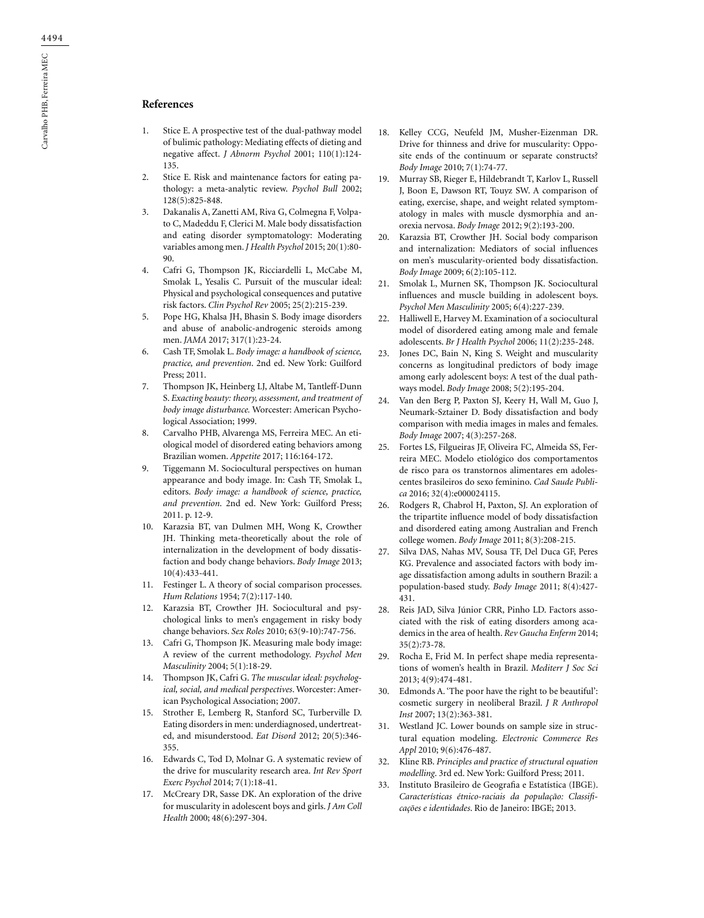## References

1. Stice E. A prospective test of the dual-pathway model of bulimic pathology: Mediating effects of dieting and negative affect. *J Abnorm Psychol* 2001; 110(1):124-135.
2. Stice E. Risk and maintenance factors for eating pathology: a meta-analytic review. *Psychol Bull* 2002; 128(5):825-848.
3. Dakanalis A, Zanetti AM, Riva G, Colmegna F, Volpato C, Madeddu F, Clerici M. Male body dissatisfaction and eating disorder symptomatology: Moderating variables among men. *J Health Psychol* 2015; 20(1):80-90.
4. Cafri G, Thompson JK, Ricciardelli L, McCabe M, Smolak L, Yesalis C. Pursuit of the muscular ideal: Physical and psychological consequences and putative risk factors. *Clin Psychol Rev* 2005; 25(2):215-239.
5. Pope HG, Khalsa JH, Bhasin S. Body image disorders and abuse of anabolic-androgenic steroids among men. *JAMA* 2017; 317(1):23-24.
6. Cash TF, Smolak L. *Body image: a handbook of science, practice, and prevention*. 2nd ed. New York: Guilford Press; 2011.
7. Thompson JK, Heinberg LJ, Altabe M, Tantleff-Dunn S. *Exacting beauty: theory, assessment, and treatment of body image disturbance.* Worcester: American Psychological Association; 1999.
8. Carvalho PHB, Alvarenga MS, Ferreira MEC. An etiological model of disordered eating behaviors among Brazilian women. *Appetite* 2017; 116:164-172.
9. Tiggemann M. Sociocultural perspectives on human appearance and body image. In: Cash TF, Smolak L, editors. *Body image: a handbook of science, practice, and prevention*. 2nd ed. New York: Guilford Press; 2011. p. 12-9.
10. Karazsia BT, van Dulmen MH, Wong K, Crowther JH. Thinking meta-theoretically about the role of internalization in the development of body dissatisfaction and body change behaviors. *Body Image* 2013; 10(4):433-441.
11. Festinger L. A theory of social comparison processes. *Hum Relations* 1954; 7(2):117-140.
12. Karazsia BT, Crowther JH. Sociocultural and psychological links to men's engagement in risky body change behaviors. *Sex Roles* 2010; 63(9-10):747-756.
13. Cafri G, Thompson JK. Measuring male body image: A review of the current methodology. *Psychol Men Masculinity* 2004; 5(1):18-29.
14. Thompson JK, Cafri G. *The muscular ideal: psychological, social, and medical perspectives*. Worcester: American Psychological Association; 2007.
15. Strother E, Lemberg R, Stanford SC, Turberville D. Eating disorders in men: underdiagnosed, undertreated, and misunderstood. *Eat Disord* 2012; 20(5):346-355.
16. Edwards C, Tod D, Molnar G. A systematic review of the drive for muscularity research area. *Int Rev Sport Exerc Psychol* 2014; 7(1):18-41.
17. McCreary DR, Sasse DK. An exploration of the drive for muscularity in adolescent boys and girls. *J Am Coll Health* 2000; 48(6):297-304.
18. Kelley CCG, Neufeld JM, Musher-Eizenman DR. Drive for thinness and drive for muscularity: Opposite ends of the continuum or separate constructs? *Body Image* 2010; 7(1):74-77.
19. Murray SB, Rieger E, Hildebrandt T, Karlov L, Russell J, Boon E, Dawson RT, Touyz SW. A comparison of eating, exercise, shape, and weight related symptomatology in males with muscle dysmorphia and anorexia nervosa. *Body Image* 2012; 9(2):193-200.
20. Karazsia BT, Crowther JH. Social body comparison and internalization: Mediators of social influences on men's muscularity-oriented body dissatisfaction. *Body Image* 2009; 6(2):105-112.
21. Smolak L, Murnen SK, Thompson JK. Sociocultural influences and muscle building in adolescent boys. *Psychol Men Masculinity* 2005; 6(4):227-239.
22. Halliwell E, Harvey M. Examination of a sociocultural model of disordered eating among male and female adolescents. *Br J Health Psychol* 2006; 11(2):235-248.
23. Jones DC, Bain N, King S. Weight and muscularity concerns as longitudinal predictors of body image among early adolescent boys: A test of the dual pathways model. *Body Image* 2008; 5(2):195-204.
24. Van den Berg P, Paxton SJ, Keery H, Wall M, Guo J, Neumark-Sztainer D. Body dissatisfaction and body comparison with media images in males and females. *Body Image* 2007; 4(3):257-268.
25. Fortes LS, Filgueiras JF, Oliveira FC, Almeida SS, Ferreira MEC. Modelo etiológico dos comportamentos de risco para os transtornos alimentares em adolescentes brasileiros do sexo feminino. *Cad Saude Publica* 2016; 32(4):e000024115.
26. Rodgers R, Chabrol H, Paxton, SJ. An exploration of the tripartite influence model of body dissatisfaction and disordered eating among Australian and French college women. *Body Image* 2011; 8(3):208-215.
27. Silva DAS, Nahas MV, Sousa TF, Del Duca GF, Peres KG. Prevalence and associated factors with body image dissatisfaction among adults in southern Brazil: a population-based study. *Body Image* 2011; 8(4):427-431.
28. Reis JAD, Silva Júnior CRR, Pinho LD. Factors associated with the risk of eating disorders among academics in the area of health. *Rev Gaucha Enferm* 2014; 35(2):73-78.
29. Rocha E, Frid M. In perfect shape media representations of women's health in Brazil. *Mediterr J Soc Sci* 2013; 4(9):474-481.
30. Edmonds A. 'The poor have the right to be beautiful': cosmetic surgery in neoliberal Brazil. *J R Anthropol Inst* 2007; 13(2):363-381.
31. Westland JC. Lower bounds on sample size in structural equation modeling. *Electronic Commerce Res Appl* 2010; 9(6):476-487.
32. Kline RB. *Principles and practice of structural equation modelling*. 3rd ed. New York: Guilford Press; 2011.
33. Instituto Brasileiro de Geografia e Estatística (IBGE). *Características étnico-raciais da população: Classificações e identidades*. Rio de Janeiro: IBGE; 2013.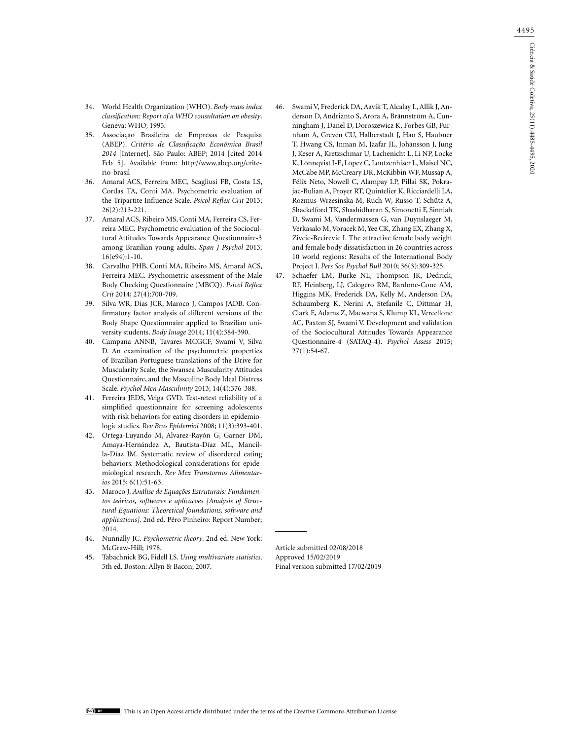34. World Health Organization (WHO). *Body mass index classification: Report of a WHO consultation on obesity*. Geneva: WHO; 1995.
35. Associação Brasileira de Empresas de Pesquisa (ABEP). *Critério de Classificação Econômica Brasil 2014* [Internet]. São Paulo: ABEP; 2014 [cited 2014 Feb 5]. Available from: http://www.abep.org/criterio-brasil
36. Amaral ACS, Ferreira MEC, Scagliusi FB, Costa LS, Cordas TA, Conti MA. Psychometric evaluation of the Tripartite Influence Scale. *Psicol Reflex Crit* 2013; 26(2):213-221.
37. Amaral ACS, Ribeiro MS, Conti MA, Ferreira CS, Ferreira MEC. Psychometric evaluation of the Sociocultural Attitudes Towards Appearance Questionnaire-3 among Brazilian young adults. *Span J Psychol* 2013; 16(e94):1-10.
38. Carvalho PHB, Conti MA, Ribeiro MS, Amaral ACS, Ferreira MEC. Psychometric assessment of the Male Body Checking Questionnaire (MBCQ). *Psicol Reflex Crit* 2014; 27(4):700-709.
39. Silva WR, Dias JCR, Maroco J, Campos JADB. Confirmatory factor analysis of different versions of the Body Shape Questionnaire applied to Brazilian university students. *Body Image* 2014; 11(4):384-390.
40. Campana ANNB, Tavares MCGCF, Swami V, Silva D. An examination of the psychometric properties of Brazilian Portuguese translations of the Drive for Muscularity Scale, the Swansea Muscularity Attitudes Questionnaire, and the Masculine Body Ideal Distress Scale. *Psychol Men Masculinity* 2013; 14(4):376-388.
41. Ferreira JEDS, Veiga GVD. Test-retest reliability of a simplified questionnaire for screening adolescents with risk behaviors for eating disorders in epidemiologic studies. *Rev Bras Epidemiol* 2008; 11(3):393-401.
42. Ortega-Luyando M, Alvarez-Rayón G, Garner DM, Amaya-Hernández A, Bautista-Díaz ML, Mancilla-Díaz JM. Systematic review of disordered eating behaviors: Methodological considerations for epidemiological research. *Rev Mex Transtornos Alimentarios* 2015; 6(1):51-63.
43. Maroco J. *Análise de Equações Estruturais: Fundamentos teóricos, softwares e aplicações [Analysis of Structural Equations: Theoretical foundations, software and applications]*. 2nd ed. Pêro Pinheiro: Report Number; 2014.
44. Nunnally JC. *Psychometric theory*. 2nd ed. New York: McGraw-Hill; 1978.
45. Tabachnick BG, Fidell LS. *Using multivariate statistics*. 5th ed. Boston: Allyn & Bacon; 2007.
46. Swami V, Frederick DA, Aavik T, Alcalay L, Allik J, Anderson D, Andrianto S, Arora A, Brännström A, Cunningham J, Danel D, Doroszewicz K, Forbes GB, Furnham A, Greven CU, Halberstadt J, Hao S, Haubner T, Hwang CS, Inman M, Jaafar JL, Johansson J, Jung J, Keser A, Kretzschmar U, Lachenicht L, Li NP, Locke K, Lönnqvist J-E, Lopez C, Loutzenhiser L, Maisel NC, McCabe MP, McCreary DR, McKibbin WF, Mussap A, Félix Neto, Nowell C, Alampay LP, Pillai SK, Pokrajac-Bulian A, Proyer RT, Quintelier K, Ricciardelli LA, Rozmus-Wrzesinska M, Ruch W, Russo T, Schütz A, Shackelford TK, Shashidharan S, Simonetti F, Sinniah D, Swami M, Vandermassen G, van Duynslaeger M, Verkasalo M, Voracek M, Yee CK, Zhang EX, Zhang X, Zivcic-Becirevic I. The attractive female body weight and female body dissatisfaction in 26 countries across 10 world regions: Results of the International Body Project I. *Pers Soc Psychol Bull* 2010; 36(3):309-325.
47. Schaefer LM, Burke NL, Thompson JK, Dedrick, RF, Heinberg, LJ, Calogero RM, Bardone-Cone AM, Higgins MK, Frederick DA, Kelly M, Anderson DA, Schaumberg K, Nerini A, Stefanile C, Dittmar H, Clark E, Adams Z, Macwana S, Klump KL, Vercellone AC, Paxton SJ, Swami V. Development and validation of the Sociocultural Attitudes Towards Appearance Questionnaire-4 (SATAQ-4). *Psychol Assess* 2015; 27(1):54-67.

Article submitted 02/08/2018
Approved 15/02/2019
Final version submitted 17/02/2019

This is an Open Access article distributed under the terms of the Creative Commons Attribution License